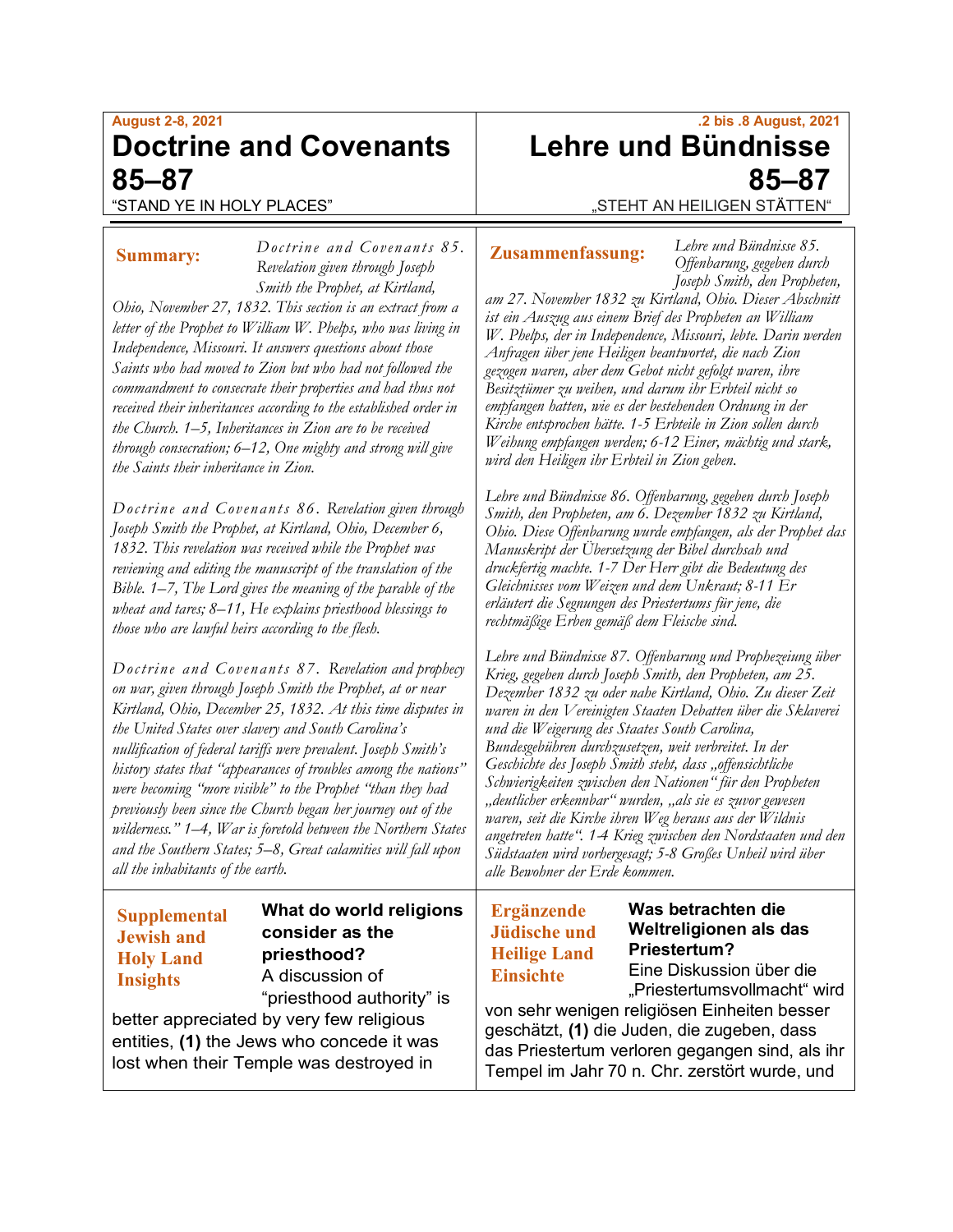August 2-8, 2021

# Doctrine and Covenants 85–87

"STAND YE IN HOLY PLACES"

**Summary:** *Doctrine and Covenants 85. Revelation given through Joseph Smith the Prophet, at Kirtland, Ohio, November 27, 1832. This section is an extract from a letter of the Prophet to William W. Phelps, who was living in Independence, Missouri. It answers questions about those Saints who had moved to Zion but who had not followed the commandment to consecrate their properties and had thus not received their inheritances according to the established order in the Church. 1–5, Inheritances in Zion are to be received through consecration; 6–12, One mighty and strong will give the Saints their inheritance in Zion.*

*Doctrine and Covenants 86. Revelation given through Joseph Smith the Prophet, at Kirtland, Ohio, December 6, 1832. This revelation was received while the Prophet was reviewing and editing the manuscript of the translation of the Bible. 1–7, The Lord gives the meaning of the parable of the wheat and tares; 8–11, He explains priesthood blessings to those who are lawful heirs according to the flesh.*

*Doctrine and Covenants 87. Revelation and prophecy on war, given through Joseph Smith the Prophet, at or near Kirtland, Ohio, December 25, 1832. At this time disputes in the United States over slavery and South Carolina's nullification of federal tariffs were prevalent. Joseph Smith's history states that "appearances of troubles among the nations" were becoming "more visible" to the Prophet "than they had previously been since the Church began her journey out of the wilderness." 1–4, War is foretold between the Northern States and the Southern States; 5–8, Great calamities will fall upon all the inhabitants of the earth.*

**Supplemental Jewish and Holy Land Insights**

**What do world religions consider as the priesthood?**
A discussion of "priesthood authority" is better appreciated by very few religious entities, **(1)** the Jews who concede it was lost when their Temple was destroyed in

.2 bis .8 August, 2021

# Lehre und Bündnisse 85–87

„STEHT AN HEILIGEN STÄTTEN"

**Zusammenfassung:** *Lehre und Bündnisse 85. Offenbarung, gegeben durch Joseph Smith, den Propheten, am 27. November 1832 zu Kirtland, Ohio. Dieser Abschnitt ist ein Auszug aus einem Brief des Propheten an William W. Phelps, der in Independence, Missouri, lebte. Darin werden Anfragen über jene Heiligen beantwortet, die nach Zion gezogen waren, aber dem Gebot nicht gefolgt waren, ihre Besitztümer zu weihen, und darum ihr Erbteil nicht so empfangen hatten, wie es der bestehenden Ordnung in der Kirche entsprochen hätte. 1-5 Erbteile in Zion sollen durch Weihung empfangen werden; 6-12 Einer, mächtig und stark, wird den Heiligen ihr Erbteil in Zion geben.*

*Lehre und Bündnisse 86. Offenbarung, gegeben durch Joseph Smith, den Propheten, am 6. Dezember 1832 zu Kirtland, Ohio. Diese Offenbarung wurde empfangen, als der Prophet das Manuskript der Übersetzung der Bibel durchsah und druckfertig machte. 1-7 Der Herr gibt die Bedeutung des Gleichnisses vom Weizen und dem Unkraut; 8-11 Er erläutert die Segnungen des Priestertums für jene, die rechtmäßige Erben gemäß dem Fleische sind.*

*Lehre und Bündnisse 87. Offenbarung und Prophezeiung über Krieg, gegeben durch Joseph Smith, den Propheten, am 25. Dezember 1832 zu oder nahe Kirtland, Ohio. Zu dieser Zeit waren in den Vereinigten Staaten Debatten über die Sklaverei und die Weigerung des Staates South Carolina, Bundesgebühren durchzusetzen, weit verbreitet. In der Geschichte des Joseph Smith steht, dass „offensichtliche Schwierigkeiten zwischen den Nationen" für den Propheten „deutlicher erkennbar" wurden, „als sie es zuvor gewesen waren, seit die Kirche ihren Weg heraus aus der Wildnis angetreten hatte". 1-4 Krieg zwischen den Nordstaaten und den Südstaaten wird vorhergesagt; 5-8 Großes Unheil wird über alle Bewohner der Erde kommen.*

**Ergänzende Jüdische und Heilige Land Einsichte**

**Was betrachten die Weltreligionen als das Priestertum?**
Eine Diskussion über die „Priestertumsvollmacht" wird von sehr wenigen religiösen Einheiten besser geschätzt, **(1)** die Juden, die zugeben, dass das Priestertum verloren gegangen sind, als ihr Tempel im Jahr 70 n. Chr. zerstört wurde, und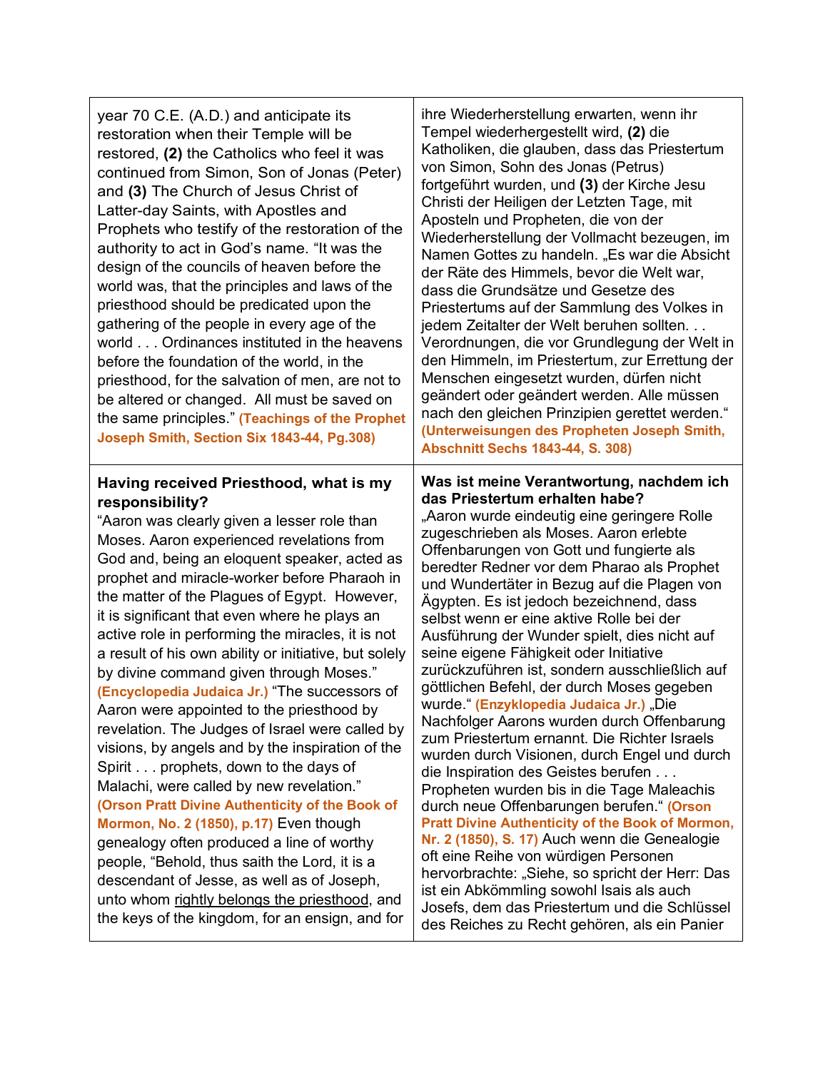| | |
|---|---|
| year 70 C.E. (A.D.) and anticipate its restoration when their Temple will be restored, **(2)** the Catholics who feel it was continued from Simon, Son of Jonas (Peter) and **(3)** The Church of Jesus Christ of Latter-day Saints, with Apostles and Prophets who testify of the restoration of the authority to act in God's name. "It was the design of the councils of heaven before the world was, that the principles and laws of the priesthood should be predicated upon the gathering of the people in every age of the world . . . Ordinances instituted in the heavens before the foundation of the world, in the priesthood, for the salvation of men, are not to be altered or changed. All must be saved on the same principles." **(Teachings of the Prophet Joseph Smith, Section Six 1843-44, Pg.308)** | ihre Wiederherstellung erwarten, wenn ihr Tempel wiederhergestellt wird, **(2)** die Katholiken, die glauben, dass das Priestertum von Simon, Sohn des Jonas (Petrus) fortgeführt wurden, und **(3)** der Kirche Jesu Christi der Heiligen der Letzten Tage, mit Aposteln und Propheten, die von der Wiederherstellung der Vollmacht bezeugen, im Namen Gottes zu handeln. „Es war die Absicht der Räte des Himmels, bevor die Welt war, dass die Grundsätze und Gesetze des Priestertums auf der Sammlung des Volkes in jedem Zeitalter der Welt beruhen sollten. . . Verordnungen, die vor Grundlegung der Welt in den Himmeln, im Priestertum, zur Errettung der Menschen eingesetzt wurden, dürfen nicht geändert oder geändert werden. Alle müssen nach den gleichen Prinzipien gerettet werden." **(Unterweisungen des Propheten Joseph Smith, Abschnitt Sechs 1843-44, S. 308)** |
| **Having received Priesthood, what is my responsibility?**<br>"Aaron was clearly given a lesser role than Moses. Aaron experienced revelations from God and, being an eloquent speaker, acted as prophet and miracle-worker before Pharaoh in the matter of the Plagues of Egypt. However, it is significant that even where he plays an active role in performing the miracles, it is not a result of his own ability or initiative, but solely by divine command given through Moses." **(Encyclopedia Judaica Jr.)** "The successors of Aaron were appointed to the priesthood by revelation. The Judges of Israel were called by visions, by angels and by the inspiration of the Spirit . . . prophets, down to the days of Malachi, were called by new revelation." **(Orson Pratt Divine Authenticity of the Book of Mormon, No. 2 (1850), p.17)** Even though genealogy often produced a line of worthy people, "Behold, thus saith the Lord, it is a descendant of Jesse, as well as of Joseph, unto whom <u>rightly belongs the priesthood</u>, and the keys of the kingdom, for an ensign, and for | **Was ist meine Verantwortung, nachdem ich das Priestertum erhalten habe?**<br>„Aaron wurde eindeutig eine geringere Rolle zugeschrieben als Moses. Aaron erlebte Offenbarungen von Gott und fungierte als beredter Redner vor dem Pharao als Prophet und Wundertäter in Bezug auf die Plagen von Ägypten. Es ist jedoch bezeichnend, dass selbst wenn er eine aktive Rolle bei der Ausführung der Wunder spielt, dies nicht auf seine eigene Fähigkeit oder Initiative zurückzuführen ist, sondern ausschließlich auf göttlichen Befehl, der durch Moses gegeben wurde." **(Enzyklopedia Judaica Jr.)** „Die Nachfolger Aarons wurden durch Offenbarung zum Priestertum ernannt. Die Richter Israels wurden durch Visionen, durch Engel und durch die Inspiration des Geistes berufen . . . Propheten wurden bis in die Tage Maleachis durch neue Offenbarungen berufen." **(Orson Pratt Divine Authenticity of the Book of Mormon, Nr. 2 (1850), S. 17)** Auch wenn die Genealogie oft eine Reihe von würdigen Personen hervorbrachte: „Siehe, so spricht der Herr: Das ist ein Abkömmling sowohl Isais als auch Josefs, dem das Priestertum und die Schlüssel des Reiches zu Recht gehören, als ein Panier |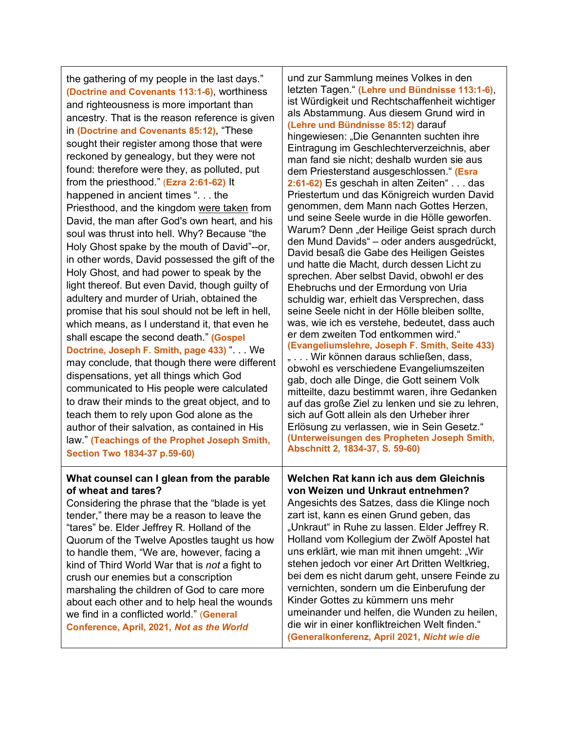| | |
|---|---|
| the gathering of my people in the last days." **(Doctrine and Covenants 113:1-6)**, worthiness and righteousness is more important than ancestry. That is the reason reference is given in **(Doctrine and Covenants 85:12)**, "These sought their register among those that were reckoned by genealogy, but they were not found: therefore were they, as polluted, put from the priesthood." **(Ezra 2:61-62)** It happened in ancient times ". . . the Priesthood, and the kingdom were taken from David, the man after God's own heart, and his soul was thrust into hell. Why? Because "the Holy Ghost spake by the mouth of David"--or, in other words, David possessed the gift of the Holy Ghost, and had power to speak by the light thereof. But even David, though guilty of adultery and murder of Uriah, obtained the promise that his soul should not be left in hell, which means, as I understand it, that even he shall escape the second death." **(Gospel Doctrine, Joseph F. Smith, page 433)** ". . . We may conclude, that though there were different dispensations, yet all things which God communicated to His people were calculated to draw their minds to the great object, and to teach them to rely upon God alone as the author of their salvation, as contained in His law." **(Teachings of the Prophet Joseph Smith, Section Two 1834-37 p.59-60)** | und zur Sammlung meines Volkes in den letzten Tagen." **(Lehre und Bündnisse 113:1-6)**, ist Würdigkeit und Rechtschaffenheit wichtiger als Abstammung. Aus diesem Grund wird in **(Lehre und Bündnisse 85:12)** darauf hingewiesen: „Die Genannten suchten ihre Eintragung im Geschlechterverzeichnis, aber man fand sie nicht; deshalb wurden sie aus dem Priesterstand ausgeschlossen." **(Esra 2:61-62)** Es geschah in alten Zeiten" . . . das Priestertum und das Königreich wurden David genommen, dem Mann nach Gottes Herzen, und seine Seele wurde in die Hölle geworfen. Warum? Denn „der Heilige Geist sprach durch den Mund Davids" – oder anders ausgedrückt, David besaß die Gabe des Heiligen Geistes und hatte die Macht, durch dessen Licht zu sprechen. Aber selbst David, obwohl er des Ehebruchs und der Ermordung von Uria schuldig war, erhielt das Versprechen, dass seine Seele nicht in der Hölle bleiben sollte, was, wie ich es verstehe, bedeutet, dass auch er dem zweiten Tod entkommen wird." **(Evangeliumslehre, Joseph F. Smith, Seite 433)** „ . . . Wir können daraus schließen, dass, obwohl es verschiedene Evangeliumszeiten gab, doch alle Dinge, die Gott seinem Volk mitteilte, dazu bestimmt waren, ihre Gedanken auf das große Ziel zu lenken und sie zu lehren, sich auf Gott allein als den Urheber ihrer Erlösung zu verlassen, wie in Sein Gesetz." **(Unterweisungen des Propheten Joseph Smith, Abschnitt 2, 1834-37, S. 59-60)** |
| **What counsel can I glean from the parable of wheat and tares?** Considering the phrase that the "blade is yet tender," there may be a reason to leave the "tares" be. Elder Jeffrey R. Holland of the Quorum of the Twelve Apostles taught us how to handle them, "We are, however, facing a kind of Third World War that is *not* a fight to crush our enemies but a conscription marshaling the children of God to care more about each other and to help heal the wounds we find in a conflicted world." **(General Conference, April, 2021, *Not as the World*** | **Welchen Rat kann ich aus dem Gleichnis von Weizen und Unkraut entnehmen?** Angesichts des Satzes, dass die Klinge noch zart ist, kann es einen Grund geben, das „Unkraut" in Ruhe zu lassen. Elder Jeffrey R. Holland vom Kollegium der Zwölf Apostel hat uns erklärt, wie man mit ihnen umgeht: „Wir stehen jedoch vor einer Art Dritten Weltkrieg, bei dem es nicht darum geht, unsere Feinde zu vernichten, sondern um die Einberufung der Kinder Gottes zu kümmern uns mehr umeinander und helfen, die Wunden zu heilen, die wir in einer konfliktreichen Welt finden." **(Generalkonferenz, April 2021, *Nicht wie die*** |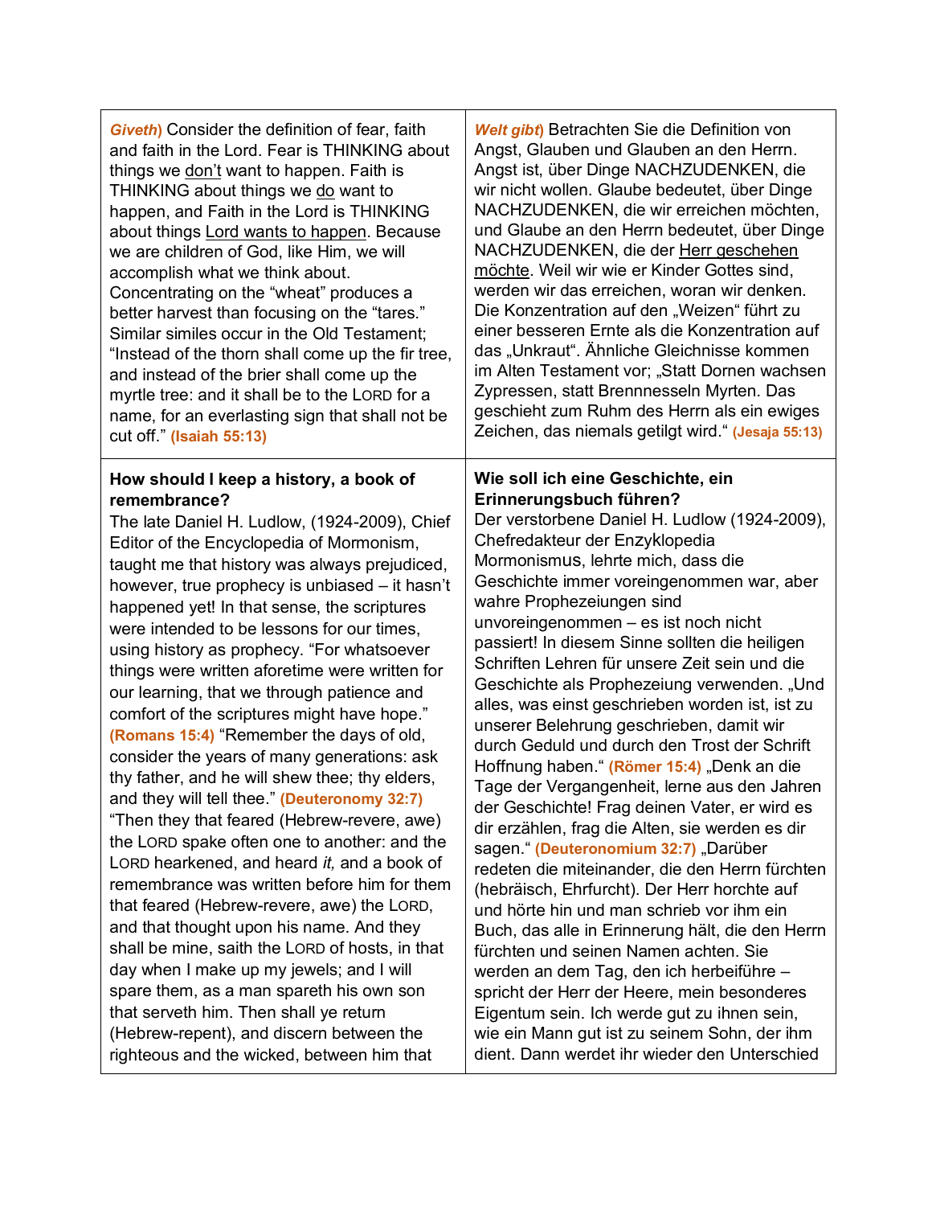| | |
|---|---|
| ***Giveth*)** Consider the definition of fear, faith and faith in the Lord. Fear is THINKING about things we <u>don't</u> want to happen. Faith is THINKING about things we <u>do</u> want to happen, and Faith in the Lord is THINKING about things <u>Lord wants to happen</u>. Because we are children of God, like Him, we will accomplish what we think about. Concentrating on the "wheat" produces a better harvest than focusing on the "tares." Similar similes occur in the Old Testament; "Instead of the thorn shall come up the fir tree, and instead of the brier shall come up the myrtle tree: and it shall be to the LORD for a name, for an everlasting sign that shall not be cut off." **(Isaiah 55:13)** | ***Welt gibt*)** Betrachten Sie die Definition von Angst, Glauben und Glauben an den Herrn. Angst ist, über Dinge NACHZUDENKEN, die wir nicht wollen. Glaube bedeutet, über Dinge NACHZUDENKEN, die wir erreichen möchten, und Glaube an den Herrn bedeutet, über Dinge NACHZUDENKEN, die der <u>Herr geschehen möchte</u>. Weil wir wie er Kinder Gottes sind, werden wir das erreichen, woran wir denken. Die Konzentration auf den „Weizen" führt zu einer besseren Ernte als die Konzentration auf das „Unkraut". Ähnliche Gleichnisse kommen im Alten Testament vor; „Statt Dornen wachsen Zypressen, statt Brennnesseln Myrten. Das geschieht zum Ruhm des Herrn als ein ewiges Zeichen, das niemals getilgt wird." **(Jesaja 55:13)** |
| **How should I keep a history, a book of remembrance?** The late Daniel H. Ludlow, (1924-2009), Chief Editor of the Encyclopedia of Mormonism, taught me that history was always prejudiced, however, true prophecy is unbiased – it hasn't happened yet! In that sense, the scriptures were intended to be lessons for our times, using history as prophecy. "For whatsoever things were written aforetime were written for our learning, that we through patience and comfort of the scriptures might have hope." **(Romans 15:4)** "Remember the days of old, consider the years of many generations: ask thy father, and he will shew thee; thy elders, and they will tell thee." **(Deuteronomy 32:7)** "Then they that feared (Hebrew-revere, awe) the LORD spake often one to another: and the LORD hearkened, and heard *it,* and a book of remembrance was written before him for them that feared (Hebrew-revere, awe) the LORD, and that thought upon his name. And they shall be mine, saith the LORD of hosts, in that day when I make up my jewels; and I will spare them, as a man spareth his own son that serveth him. Then shall ye return (Hebrew-repent), and discern between the righteous and the wicked, between him that | **Wie soll ich eine Geschichte, ein Erinnerungsbuch führen?** Der verstorbene Daniel H. Ludlow (1924-2009), Chefredakteur der Enzyklopedia Mormonismus, lehrte mich, dass die Geschichte immer voreingenommen war, aber wahre Prophezeiungen sind unvoreingenommen – es ist noch nicht passiert! In diesem Sinne sollten die heiligen Schriften Lehren für unsere Zeit sein und die Geschichte als Prophezeiung verwenden. „Und alles, was einst geschrieben worden ist, ist zu unserer Belehrung geschrieben, damit wir durch Geduld und durch den Trost der Schrift Hoffnung haben." **(Römer 15:4)** „Denk an die Tage der Vergangenheit, lerne aus den Jahren der Geschichte! Frag deinen Vater, er wird es dir erzählen, frag die Alten, sie werden es dir sagen." **(Deuteronomium 32:7)** „Darüber redeten die miteinander, die den Herrn fürchten (hebräisch, Ehrfurcht). Der Herr horchte auf und hörte hin und man schrieb vor ihm ein Buch, das alle in Erinnerung hält, die den Herrn fürchten und seinen Namen achten. Sie werden an dem Tag, den ich herbeiführe – spricht der Herr der Heere, mein besonderes Eigentum sein. Ich werde gut zu ihnen sein, wie ein Mann gut ist zu seinem Sohn, der ihm dient. Dann werdet ihr wieder den Unterschied |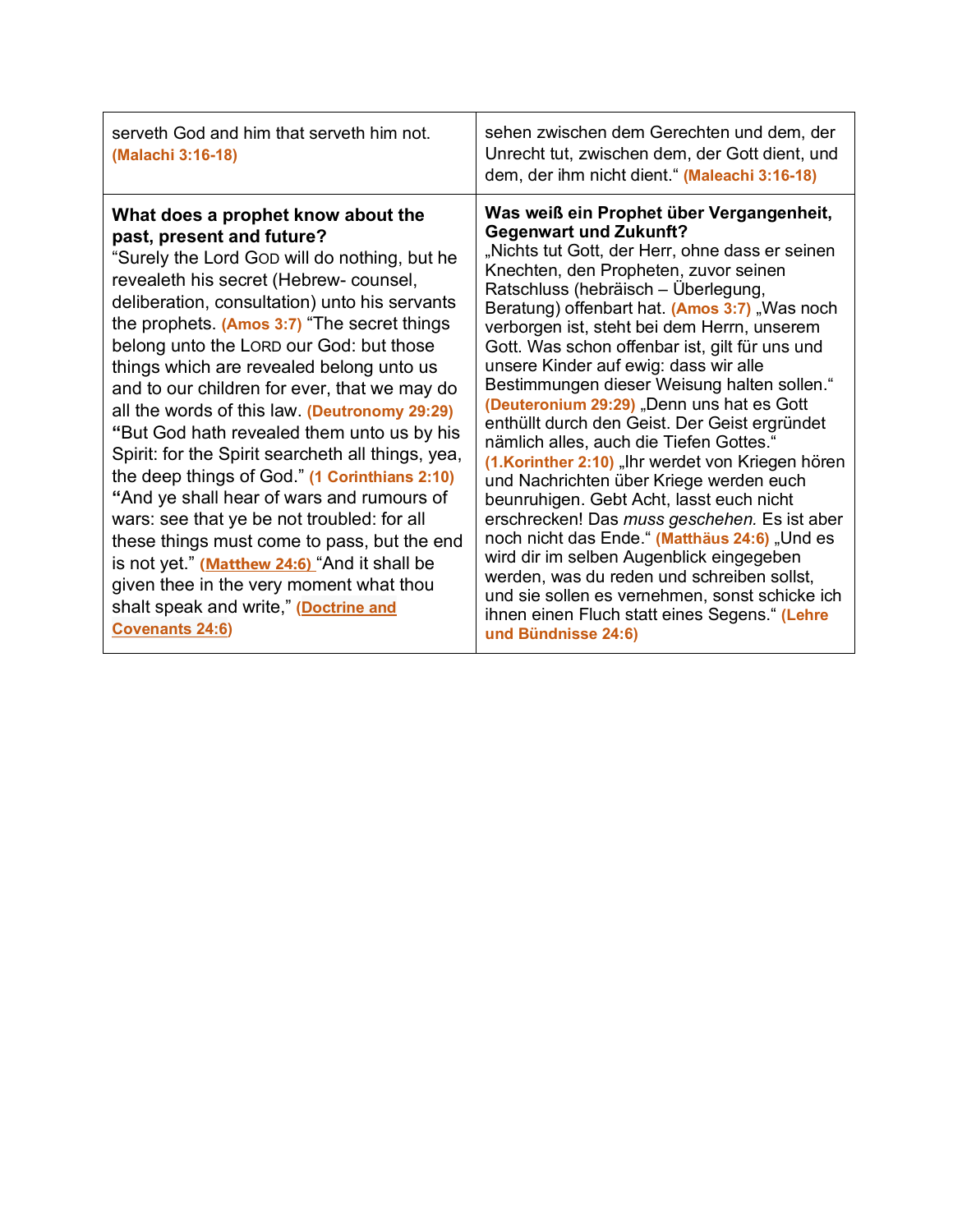| | |
|---|---|
| serveth God and him that serveth him not. **(Malachi 3:16-18)** | sehen zwischen dem Gerechten und dem, der Unrecht tut, zwischen dem, der Gott dient, und dem, der ihm nicht dient.“ **(Maleachi 3:16-18)** |
| **What does a prophet know about the past, present and future?** “Surely the Lord GOD will do nothing, but he revealeth his secret (Hebrew- counsel, deliberation, consultation) unto his servants the prophets. **(Amos 3:7)** “The secret things belong unto the LORD our God: but those things which are revealed belong unto us and to our children for ever, that we may do all the words of this law. **(Deutronomy 29:29)** **“**But God hath revealed them unto us by his Spirit: for the Spirit searcheth all things, yea, the deep things of God.” **(1 Corinthians 2:10)** **“**And ye shall hear of wars and rumours of wars: see that ye be not troubled: for all these things must come to pass, but the end is not yet.” **(Matthew 24:6)** “And it shall be given thee in the very moment what thou shalt speak and write,” **(Doctrine and Covenants 24:6)** | **Was weiß ein Prophet über Vergangenheit, Gegenwart und Zukunft?** „Nichts tut Gott, der Herr, ohne dass er seinen Knechten, den Propheten, zuvor seinen Ratschluss (hebräisch – Überlegung, Beratung) offenbart hat. **(Amos 3:7)** „Was noch verborgen ist, steht bei dem Herrn, unserem Gott. Was schon offenbar ist, gilt für uns und unsere Kinder auf ewig: dass wir alle Bestimmungen dieser Weisung halten sollen.“ **(Deuteronium 29:29)** „Denn uns hat es Gott enthüllt durch den Geist. Der Geist ergründet nämlich alles, auch die Tiefen Gottes.“ **(1.Korinther 2:10)** „Ihr werdet von Kriegen hören und Nachrichten über Kriege werden euch beunruhigen. Gebt Acht, lasst euch nicht erschrecken! Das *muss geschehen.* Es ist aber noch nicht das Ende.“ **(Matthäus 24:6)** „Und es wird dir im selben Augenblick eingegeben werden, was du reden und schreiben sollst, und sie sollen es vernehmen, sonst schicke ich ihnen einen Fluch statt eines Segens.“ **(Lehre und Bündnisse 24:6)** |